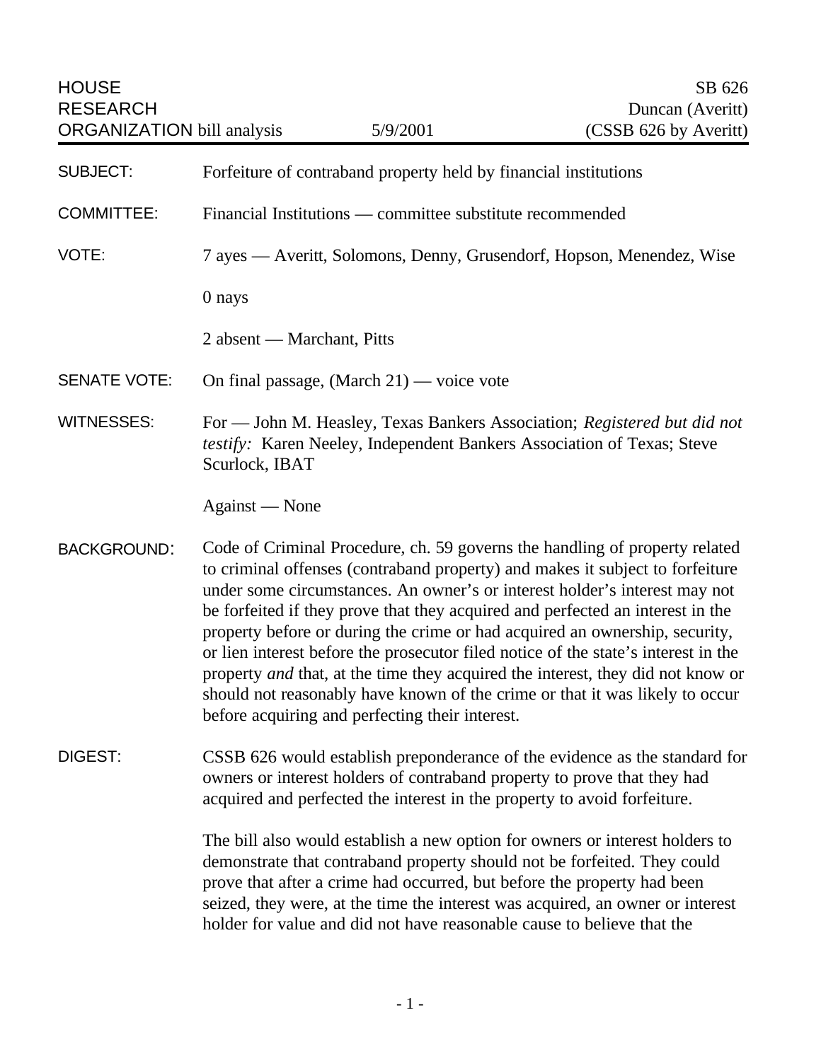HOUSE RESEARCH ORGANIZATION bill analysis — 5/9/2001 — SB 626 Duncan (Averitt) (CSSB 626 by Averitt)

SUBJECT: Forfeiture of contraband property held by financial institutions

COMMITTEE: Financial Institutions — committee substitute recommended

VOTE: 7 ayes — Averitt, Solomons, Denny, Grusendorf, Hopson, Menendez, Wise

0 nays

2 absent — Marchant, Pitts

SENATE VOTE: On final passage, (March 21) — voice vote

WITNESSES: For — John M. Heasley, Texas Bankers Association; *Registered but did not testify:* Karen Neeley, Independent Bankers Association of Texas; Steve Scurlock, IBAT

Against — None

BACKGROUND: Code of Criminal Procedure, ch. 59 governs the handling of property related to criminal offenses (contraband property) and makes it subject to forfeiture under some circumstances. An owner's or interest holder's interest may not be forfeited if they prove that they acquired and perfected an interest in the property before or during the crime or had acquired an ownership, security, or lien interest before the prosecutor filed notice of the state's interest in the property *and* that, at the time they acquired the interest, they did not know or should not reasonably have known of the crime or that it was likely to occur before acquiring and perfecting their interest.

DIGEST: CSSB 626 would establish preponderance of the evidence as the standard for owners or interest holders of contraband property to prove that they had acquired and perfected the interest in the property to avoid forfeiture.

The bill also would establish a new option for owners or interest holders to demonstrate that contraband property should not be forfeited. They could prove that after a crime had occurred, but before the property had been seized, they were, at the time the interest was acquired, an owner or interest holder for value and did not have reasonable cause to believe that the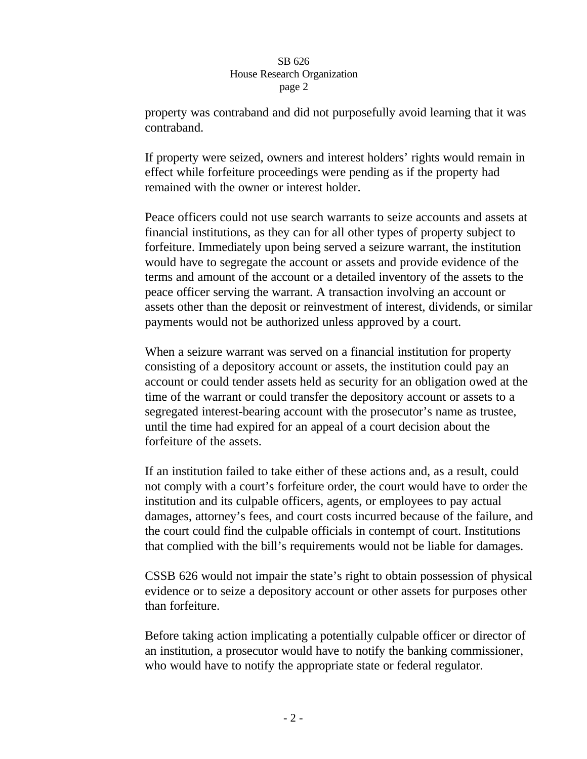property was contraband and did not purposefully avoid learning that it was contraband.

If property were seized, owners and interest holders' rights would remain in effect while forfeiture proceedings were pending as if the property had remained with the owner or interest holder.

Peace officers could not use search warrants to seize accounts and assets at financial institutions, as they can for all other types of property subject to forfeiture. Immediately upon being served a seizure warrant, the institution would have to segregate the account or assets and provide evidence of the terms and amount of the account or a detailed inventory of the assets to the peace officer serving the warrant. A transaction involving an account or assets other than the deposit or reinvestment of interest, dividends, or similar payments would not be authorized unless approved by a court.

When a seizure warrant was served on a financial institution for property consisting of a depository account or assets, the institution could pay an account or could tender assets held as security for an obligation owed at the time of the warrant or could transfer the depository account or assets to a segregated interest-bearing account with the prosecutor's name as trustee, until the time had expired for an appeal of a court decision about the forfeiture of the assets.

If an institution failed to take either of these actions and, as a result, could not comply with a court's forfeiture order, the court would have to order the institution and its culpable officers, agents, or employees to pay actual damages, attorney's fees, and court costs incurred because of the failure, and the court could find the culpable officials in contempt of court. Institutions that complied with the bill's requirements would not be liable for damages.

CSSB 626 would not impair the state's right to obtain possession of physical evidence or to seize a depository account or other assets for purposes other than forfeiture.

Before taking action implicating a potentially culpable officer or director of an institution, a prosecutor would have to notify the banking commissioner, who would have to notify the appropriate state or federal regulator.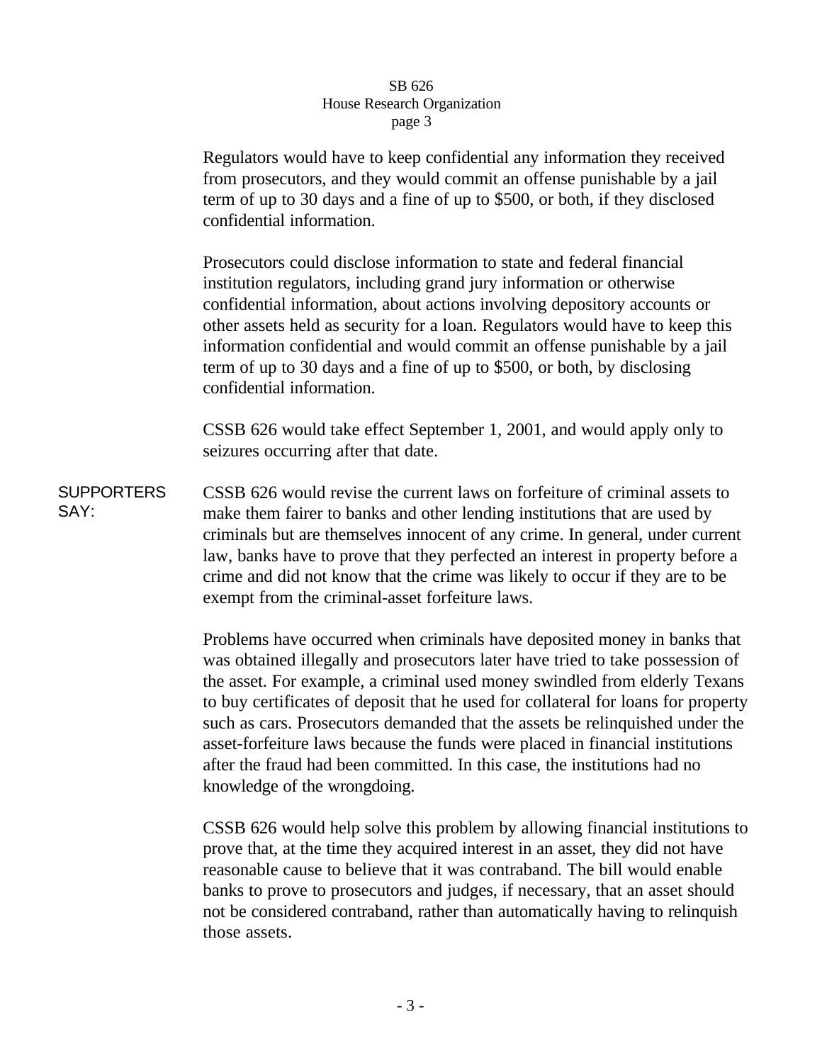Regulators would have to keep confidential any information they received from prosecutors, and they would commit an offense punishable by a jail term of up to 30 days and a fine of up to $500, or both, if they disclosed confidential information.

Prosecutors could disclose information to state and federal financial institution regulators, including grand jury information or otherwise confidential information, about actions involving depository accounts or other assets held as security for a loan. Regulators would have to keep this information confidential and would commit an offense punishable by a jail term of up to 30 days and a fine of up to $500, or both, by disclosing confidential information.

CSSB 626 would take effect September 1, 2001, and would apply only to seizures occurring after that date.

**SUPPORTERS SAY:**

CSSB 626 would revise the current laws on forfeiture of criminal assets to make them fairer to banks and other lending institutions that are used by criminals but are themselves innocent of any crime. In general, under current law, banks have to prove that they perfected an interest in property before a crime and did not know that the crime was likely to occur if they are to be exempt from the criminal-asset forfeiture laws.

Problems have occurred when criminals have deposited money in banks that was obtained illegally and prosecutors later have tried to take possession of the asset. For example, a criminal used money swindled from elderly Texans to buy certificates of deposit that he used for collateral for loans for property such as cars. Prosecutors demanded that the assets be relinquished under the asset-forfeiture laws because the funds were placed in financial institutions after the fraud had been committed. In this case, the institutions had no knowledge of the wrongdoing.

CSSB 626 would help solve this problem by allowing financial institutions to prove that, at the time they acquired interest in an asset, they did not have reasonable cause to believe that it was contraband. The bill would enable banks to prove to prosecutors and judges, if necessary, that an asset should not be considered contraband, rather than automatically having to relinquish those assets.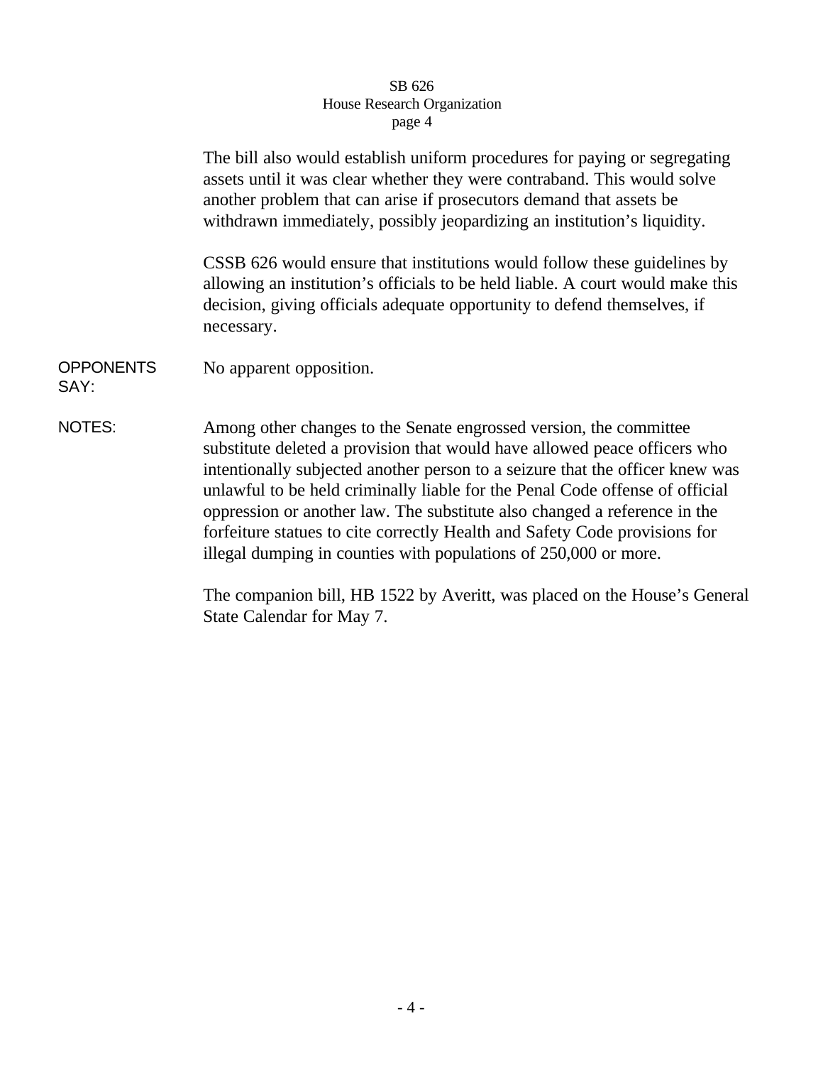The bill also would establish uniform procedures for paying or segregating assets until it was clear whether they were contraband. This would solve another problem that can arise if prosecutors demand that assets be withdrawn immediately, possibly jeopardizing an institution's liquidity.

CSSB 626 would ensure that institutions would follow these guidelines by allowing an institution's officials to be held liable. A court would make this decision, giving officials adequate opportunity to defend themselves, if necessary.

**OPPONENTS SAY:** No apparent opposition.

**NOTES:** Among other changes to the Senate engrossed version, the committee substitute deleted a provision that would have allowed peace officers who intentionally subjected another person to a seizure that the officer knew was unlawful to be held criminally liable for the Penal Code offense of official oppression or another law. The substitute also changed a reference in the forfeiture statues to cite correctly Health and Safety Code provisions for illegal dumping in counties with populations of 250,000 or more.

The companion bill, HB 1522 by Averitt, was placed on the House's General State Calendar for May 7.